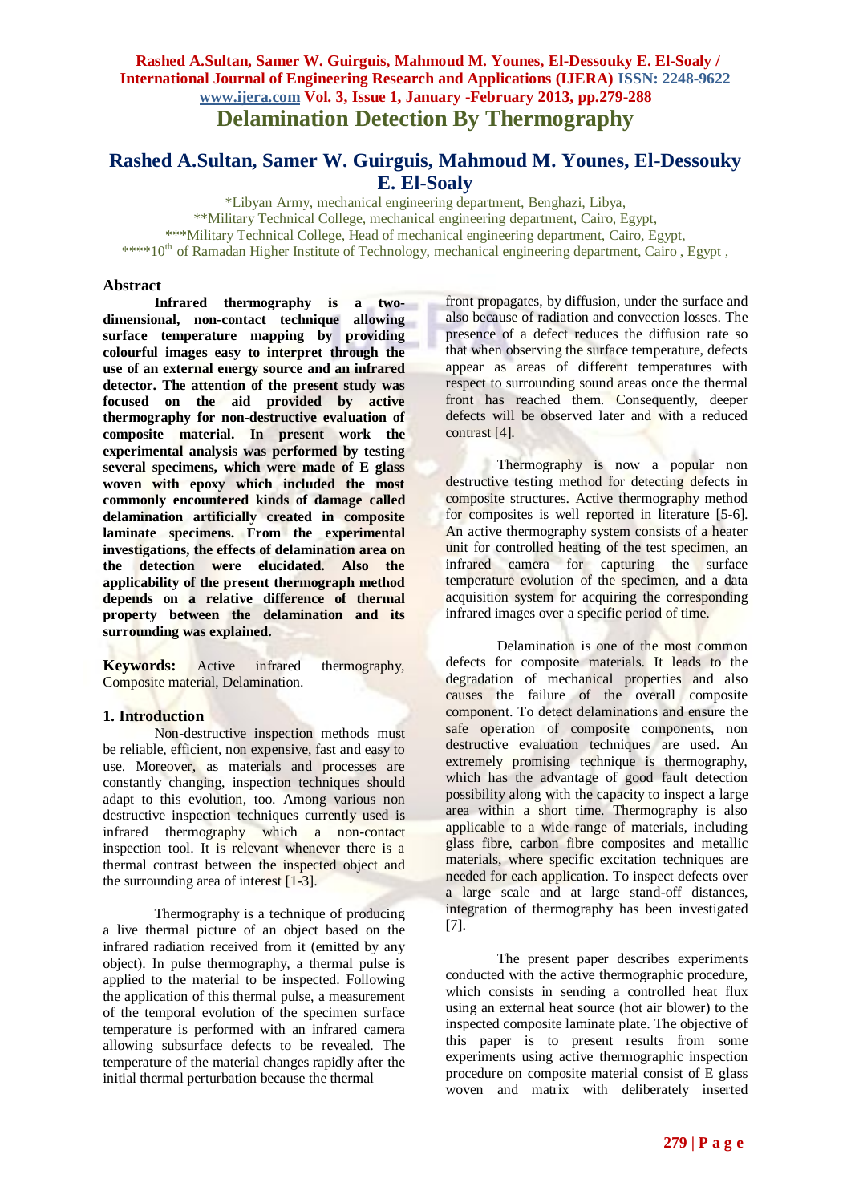# Delamination Detection By Thermography

## Rashed A.Sultan, Samer W. Guirguis, Mahmoud M. Younes, El-Dessouky E. El-Soaly

*Libyan Army, mechanical engineering department, Benghazi, Libya,
**Military Technical College, mechanical engineering department, Cairo, Egypt,
***Military Technical College, Head of mechanical engineering department, Cairo, Egypt,
****10th of Ramadan Higher Institute of Technology, mechanical engineering department, Cairo , Egypt ,

### Abstract

**Infrared thermography is a two-dimensional, non-contact technique allowing surface temperature mapping by providing colourful images easy to interpret through the use of an external energy source and an infrared detector. The attention of the present study was focused on the aid provided by active thermography for non-destructive evaluation of composite material. In present work the experimental analysis was performed by testing several specimens, which were made of E glass woven with epoxy which included the most commonly encountered kinds of damage called delamination artificially created in composite laminate specimens. From the experimental investigations, the effects of delamination area on the detection were elucidated. Also the applicability of the present thermograph method depends on a relative difference of thermal property between the delamination and its surrounding was explained.**

**Keywords:** Active infrared thermography, Composite material, Delamination.

### 1. Introduction

Non-destructive inspection methods must be reliable, efficient, non expensive, fast and easy to use. Moreover, as materials and processes are constantly changing, inspection techniques should adapt to this evolution, too. Among various non destructive inspection techniques currently used is infrared thermography which a non-contact inspection tool. It is relevant whenever there is a thermal contrast between the inspected object and the surrounding area of interest [1-3].

Thermography is a technique of producing a live thermal picture of an object based on the infrared radiation received from it (emitted by any object). In pulse thermography, a thermal pulse is applied to the material to be inspected. Following the application of this thermal pulse, a measurement of the temporal evolution of the specimen surface temperature is performed with an infrared camera allowing subsurface defects to be revealed. The temperature of the material changes rapidly after the initial thermal perturbation because the thermal front propagates, by diffusion, under the surface and also because of radiation and convection losses. The presence of a defect reduces the diffusion rate so that when observing the surface temperature, defects appear as areas of different temperatures with respect to surrounding sound areas once the thermal front has reached them. Consequently, deeper defects will be observed later and with a reduced contrast [4].

Thermography is now a popular non destructive testing method for detecting defects in composite structures. Active thermography method for composites is well reported in literature [5-6]. An active thermography system consists of a heater unit for controlled heating of the test specimen, an infrared camera for capturing the surface temperature evolution of the specimen, and a data acquisition system for acquiring the corresponding infrared images over a specific period of time.

Delamination is one of the most common defects for composite materials. It leads to the degradation of mechanical properties and also causes the failure of the overall composite component. To detect delaminations and ensure the safe operation of composite components, non destructive evaluation techniques are used. An extremely promising technique is thermography, which has the advantage of good fault detection possibility along with the capacity to inspect a large area within a short time. Thermography is also applicable to a wide range of materials, including glass fibre, carbon fibre composites and metallic materials, where specific excitation techniques are needed for each application. To inspect defects over a large scale and at large stand-off distances, integration of thermography has been investigated [7].

The present paper describes experiments conducted with the active thermographic procedure, which consists in sending a controlled heat flux using an external heat source (hot air blower) to the inspected composite laminate plate. The objective of this paper is to present results from some experiments using active thermographic inspection procedure on composite material consist of E glass woven and matrix with deliberately inserted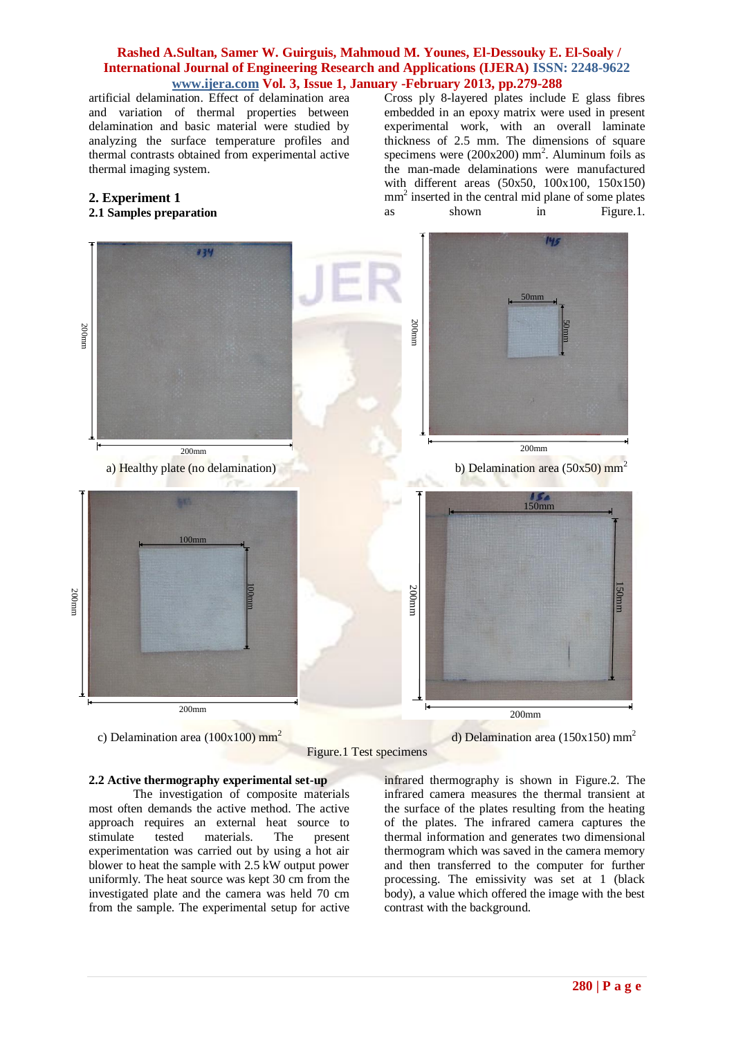artificial delamination. Effect of delamination area and variation of thermal properties between delamination and basic material were studied by analyzing the surface temperature profiles and thermal contrasts obtained from experimental active thermal imaging system.

## 2. Experiment 1

### 2.1 Samples preparation

Cross ply 8-layered plates include E glass fibres embedded in an epoxy matrix were used in present experimental work, with an overall laminate thickness of 2.5 mm. The dimensions of square specimens were (200x200) mm$^2$. Aluminum foils as the man-made delaminations were manufactured with different areas (50x50, 100x100, 150x150) mm$^2$ inserted in the central mid plane of some plates as shown in Figure.1.

a) Healthy plate (no delamination)

b) Delamination area (50x50) mm$^2$

c) Delamination area (100x100) mm$^2$

d) Delamination area (150x150) mm$^2$

Figure.1 Test specimens

### 2.2 Active thermography experimental set-up

The investigation of composite materials most often demands the active method. The active approach requires an external heat source to stimulate tested materials. The present experimentation was carried out by using a hot air blower to heat the sample with 2.5 kW output power uniformly. The heat source was kept 30 cm from the investigated plate and the camera was held 70 cm from the sample. The experimental setup for active infrared thermography is shown in Figure.2. The infrared camera measures the thermal transient at the surface of the plates resulting from the heating of the plates. The infrared camera captures the thermal information and generates two dimensional thermogram which was saved in the camera memory and then transferred to the computer for further processing. The emissivity was set at 1 (black body), a value which offered the image with the best contrast with the background.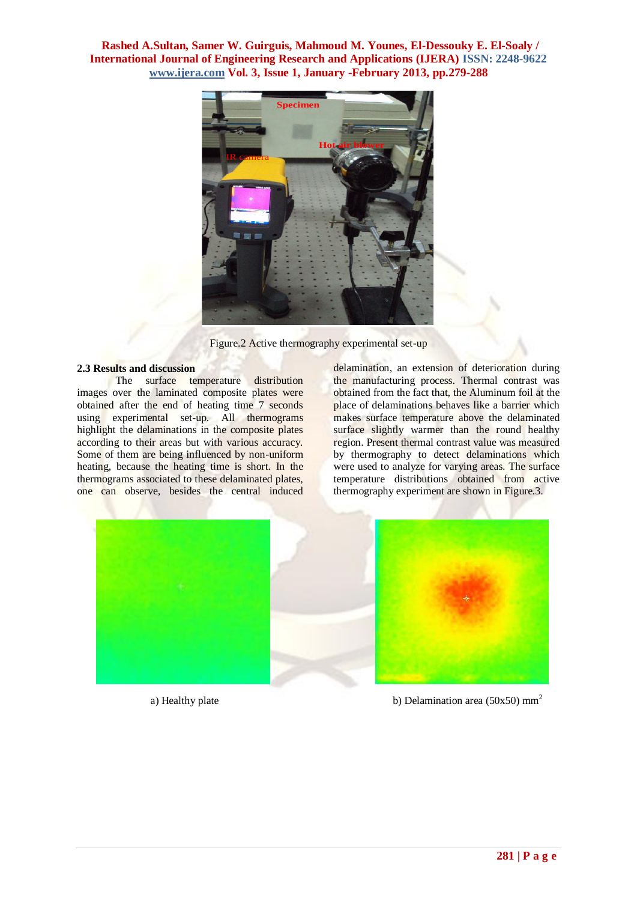Figure.2 Active thermography experimental set-up

### 2.3 Results and discussion

The surface temperature distribution images over the laminated composite plates were obtained after the end of heating time 7 seconds using experimental set-up. All thermograms highlight the delaminations in the composite plates according to their areas but with various accuracy. Some of them are being influenced by non-uniform heating, because the heating time is short. In the thermograms associated to these delaminated plates, one can observe, besides the central induced delamination, an extension of deterioration during the manufacturing process. Thermal contrast was obtained from the fact that, the Aluminum foil at the place of delaminations behaves like a barrier which makes surface temperature above the delaminated surface slightly warmer than the round healthy region. Present thermal contrast value was measured by thermography to detect delaminations which were used to analyze for varying areas. The surface temperature distributions obtained from active thermography experiment are shown in Figure.3.

a) Healthy plate

b) Delamination area (50x50) mm$^2$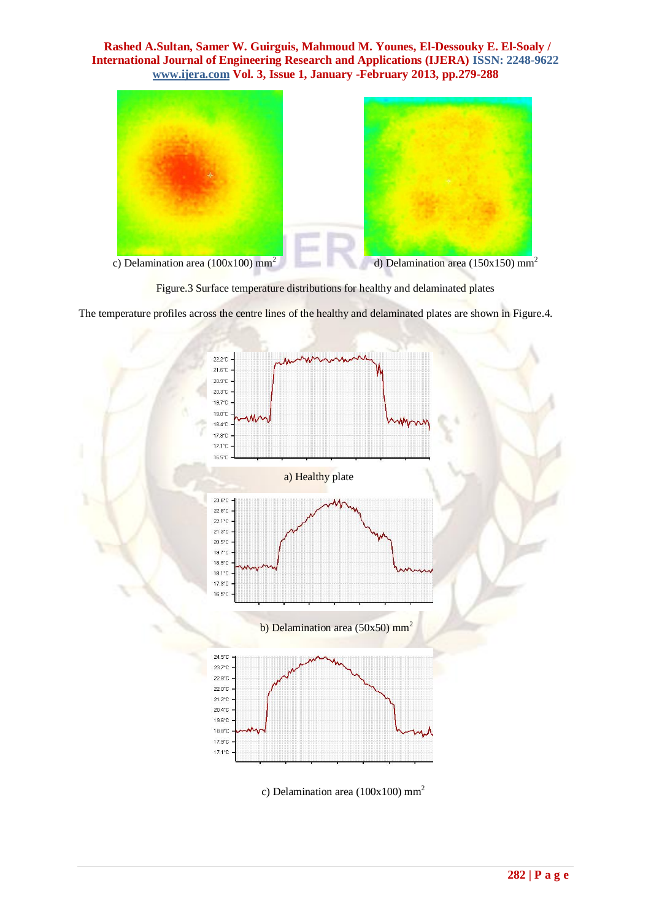c) Delamination area (100x100) mm$^2$

d) Delamination area (150x150) mm$^2$

Figure.3 Surface temperature distributions for healthy and delaminated plates

The temperature profiles across the centre lines of the healthy and delaminated plates are shown in Figure.4.

a) Healthy plate

b) Delamination area (50x50) mm$^2$

c) Delamination area (100x100) mm$^2$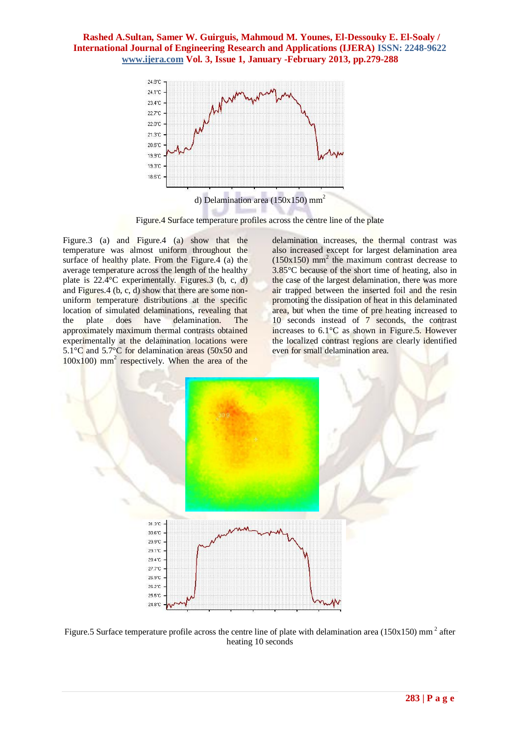d) Delamination area (150x150) $mm^2$

Figure.4 Surface temperature profiles across the centre line of the plate

Figure.3 (a) and Figure.4 (a) show that the temperature was almost uniform throughout the surface of healthy plate. From the Figure.4 (a) the average temperature across the length of the healthy plate is 22.4°C experimentally. Figures.3 (b, c, d) and Figures.4 (b, c, d) show that there are some non-uniform temperature distributions at the specific location of simulated delaminations, revealing that the plate does have delamination. The approximately maximum thermal contrasts obtained experimentally at the delamination locations were 5.1°C and 5.7°C for delamination areas (50x50 and 100x100) $mm^2$ respectively. When the area of the delamination increases, the thermal contrast was also increased except for largest delamination area (150x150) $mm^2$ the maximum contrast decrease to 3.85°C because of the short time of heating, also in the case of the largest delamination, there was more air trapped between the inserted foil and the resin promoting the dissipation of heat in this delaminated area, but when the time of pre heating increased to 10 seconds instead of 7 seconds, the contrast increases to 6.1°C as shown in Figure.5. However the localized contrast regions are clearly identified even for small delamination area.

Figure.5 Surface temperature profile across the centre line of plate with delamination area (150x150) $mm^2$ after heating 10 seconds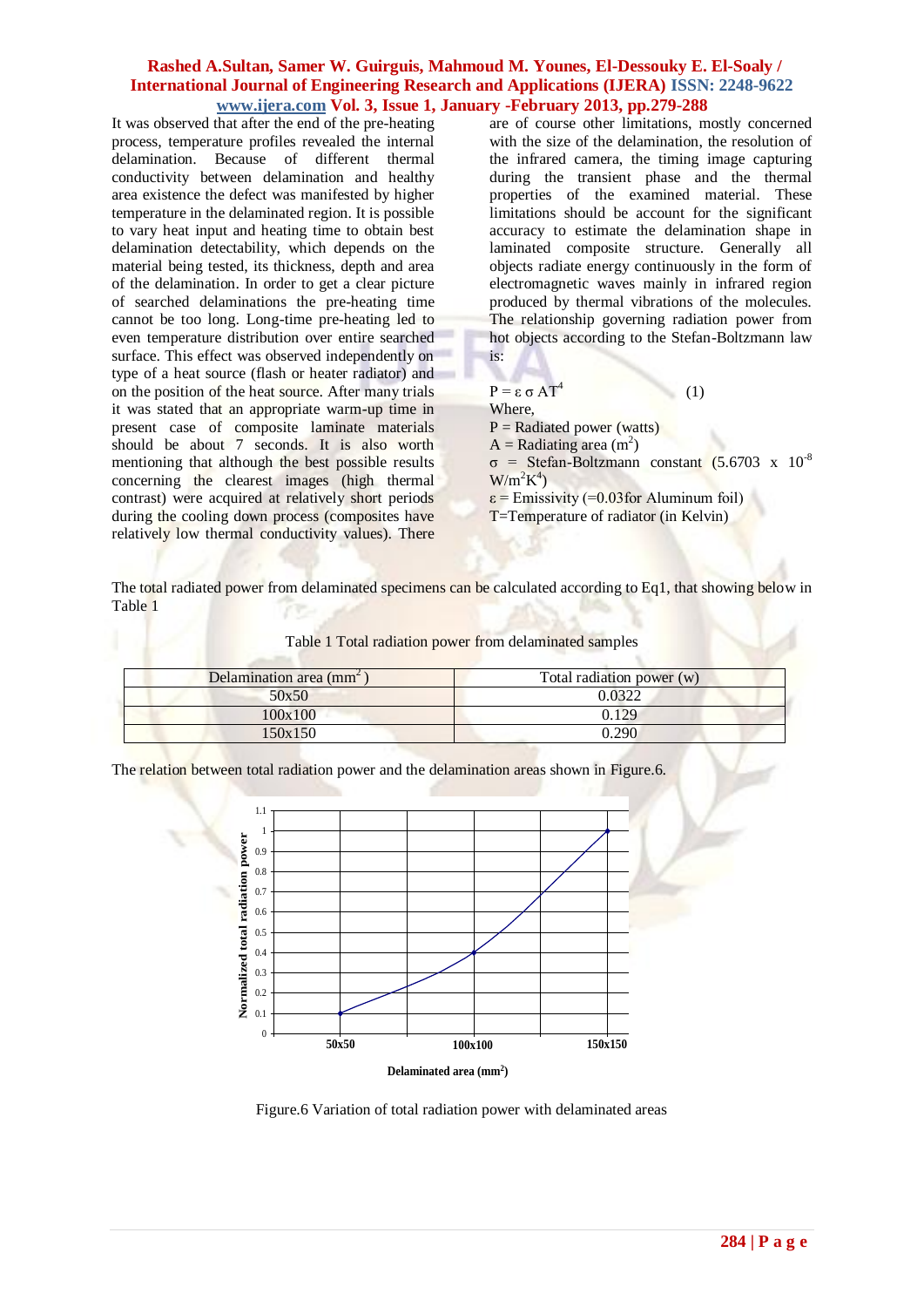It was observed that after the end of the pre-heating process, temperature profiles revealed the internal delamination. Because of different thermal conductivity between delamination and healthy area existence the defect was manifested by higher temperature in the delaminated region. It is possible to vary heat input and heating time to obtain best delamination detectability, which depends on the material being tested, its thickness, depth and area of the delamination. In order to get a clear picture of searched delaminations the pre-heating time cannot be too long. Long-time pre-heating led to even temperature distribution over entire searched surface. This effect was observed independently on type of a heat source (flash or heater radiator) and on the position of the heat source. After many trials it was stated that an appropriate warm-up time in present case of composite laminate materials should be about 7 seconds. It is also worth mentioning that although the best possible results concerning the clearest images (high thermal contrast) were acquired at relatively short periods during the cooling down process (composites have relatively low thermal conductivity values). There are of course other limitations, mostly concerned with the size of the delamination, the resolution of the infrared camera, the timing image capturing during the transient phase and the thermal properties of the examined material. These limitations should be account for the significant accuracy to estimate the delamination shape in laminated composite structure. Generally all objects radiate energy continuously in the form of electromagnetic waves mainly in infrared region produced by thermal vibrations of the molecules. The relationship governing radiation power from hot objects according to the Stefan-Boltzmann law is:

$$P = \varepsilon \, \sigma \, A T^4 \qquad (1)$$

Where,

$P$ = Radiated power (watts)

$A$ = Radiating area ($m^2$)

$\sigma$ = Stefan-Boltzmann constant ($5.6703 \times 10^{-8}$ $W/m^2K^4$)

$\varepsilon$ = Emissivity (=0.03for Aluminum foil)

$T$=Temperature of radiator (in Kelvin)

The total radiated power from delaminated specimens can be calculated according to Eq1, that showing below in Table 1

Table 1 Total radiation power from delaminated samples

| Delamination area ($mm^2$) | Total radiation power (w) |
|---|---|
| 50x50 | 0.0322 |
| 100x100 | 0.129 |
| 150x150 | 0.290 |

The relation between total radiation power and the delamination areas shown in Figure.6.

Figure.6 Variation of total radiation power with delaminated areas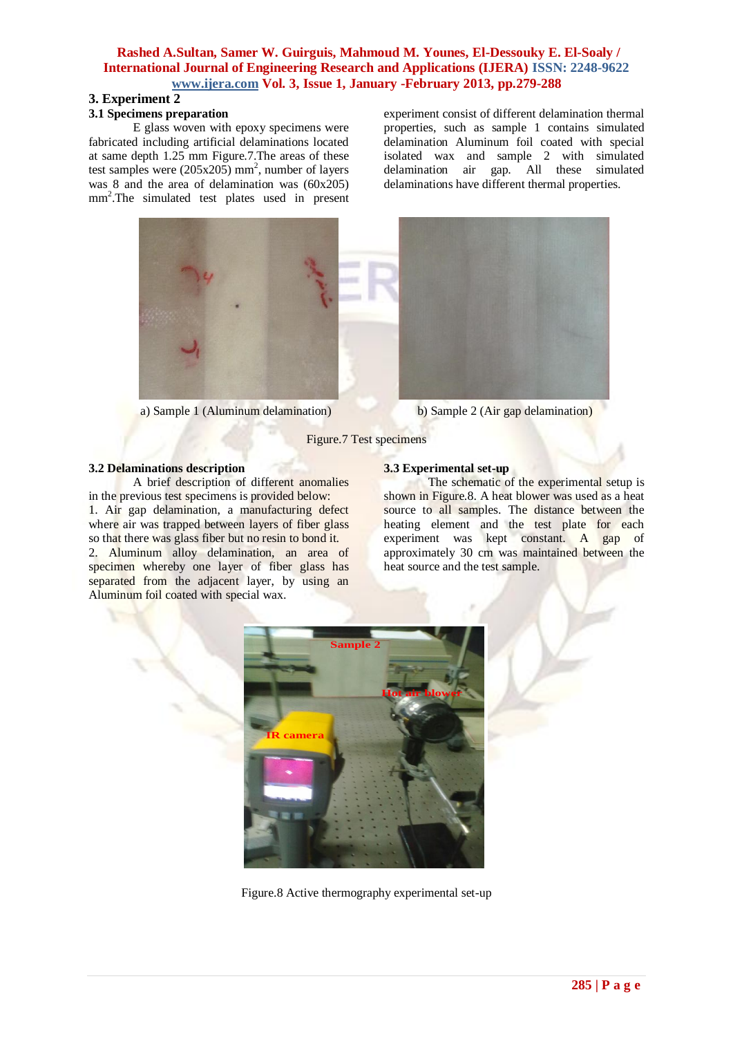## 3. Experiment 2

### 3.1 Specimens preparation

E glass woven with epoxy specimens were fabricated including artificial delaminations located at same depth 1.25 mm Figure.7.The areas of these test samples were (205x205) $mm^2$, number of layers was 8 and the area of delamination was (60x205) $mm^2$.The simulated test plates used in present experiment consist of different delamination thermal properties, such as sample 1 contains simulated delamination Aluminum foil coated with special isolated wax and sample 2 with simulated delamination air gap. All these simulated delaminations have different thermal properties.

a) Sample 1 (Aluminum delamination)

b) Sample 2 (Air gap delamination)

Figure.7 Test specimens

### 3.2 Delaminations description

A brief description of different anomalies in the previous test specimens is provided below:

1. Air gap delamination, a manufacturing defect where air was trapped between layers of fiber glass so that there was glass fiber but no resin to bond it.
2. Aluminum alloy delamination, an area of specimen whereby one layer of fiber glass has separated from the adjacent layer, by using an Aluminum foil coated with special wax.

### 3.3 Experimental set-up

The schematic of the experimental setup is shown in Figure.8. A heat blower was used as a heat source to all samples. The distance between the heating element and the test plate for each experiment was kept constant. A gap of approximately 30 cm was maintained between the heat source and the test sample.

Figure.8 Active thermography experimental set-up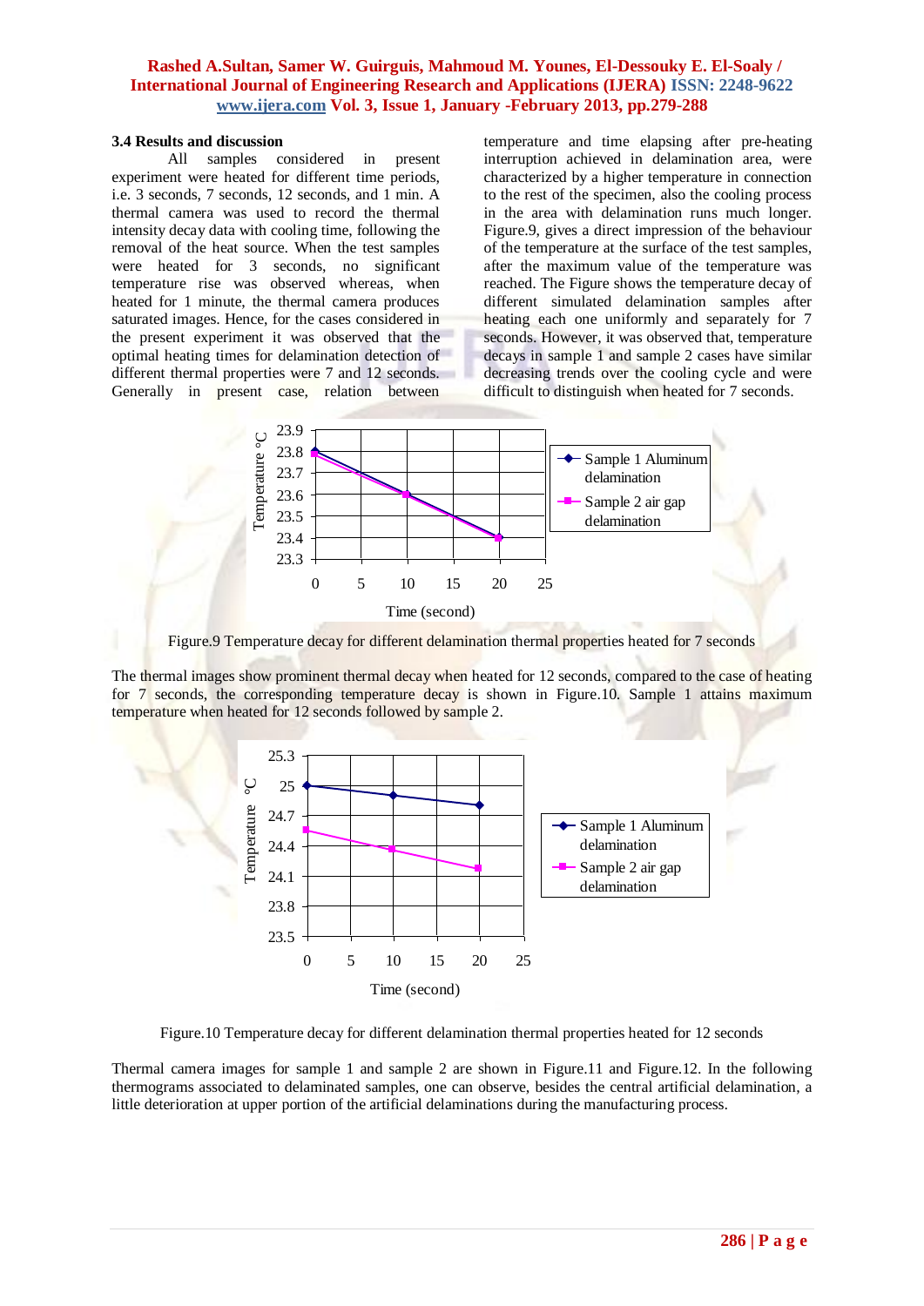### 3.4 Results and discussion

All samples considered in present experiment were heated for different time periods, i.e. 3 seconds, 7 seconds, 12 seconds, and 1 min. A thermal camera was used to record the thermal intensity decay data with cooling time, following the removal of the heat source. When the test samples were heated for 3 seconds, no significant temperature rise was observed whereas, when heated for 1 minute, the thermal camera produces saturated images. Hence, for the cases considered in the present experiment it was observed that the optimal heating times for delamination detection of different thermal properties were 7 and 12 seconds. Generally in present case, relation between temperature and time elapsing after pre-heating interruption achieved in delamination area, were characterized by a higher temperature in connection to the rest of the specimen, also the cooling process in the area with delamination runs much longer. Figure.9, gives a direct impression of the behaviour of the temperature at the surface of the test samples, after the maximum value of the temperature was reached. The Figure shows the temperature decay of different simulated delamination samples after heating each one uniformly and separately for 7 seconds. However, it was observed that, temperature decays in sample 1 and sample 2 cases have similar decreasing trends over the cooling cycle and were difficult to distinguish when heated for 7 seconds.

Figure.9 Temperature decay for different delamination thermal properties heated for 7 seconds

The thermal images show prominent thermal decay when heated for 12 seconds, compared to the case of heating for 7 seconds, the corresponding temperature decay is shown in Figure.10. Sample 1 attains maximum temperature when heated for 12 seconds followed by sample 2.

Figure.10 Temperature decay for different delamination thermal properties heated for 12 seconds

Thermal camera images for sample 1 and sample 2 are shown in Figure.11 and Figure.12. In the following thermograms associated to delaminated samples, one can observe, besides the central artificial delamination, a little deterioration at upper portion of the artificial delaminations during the manufacturing process.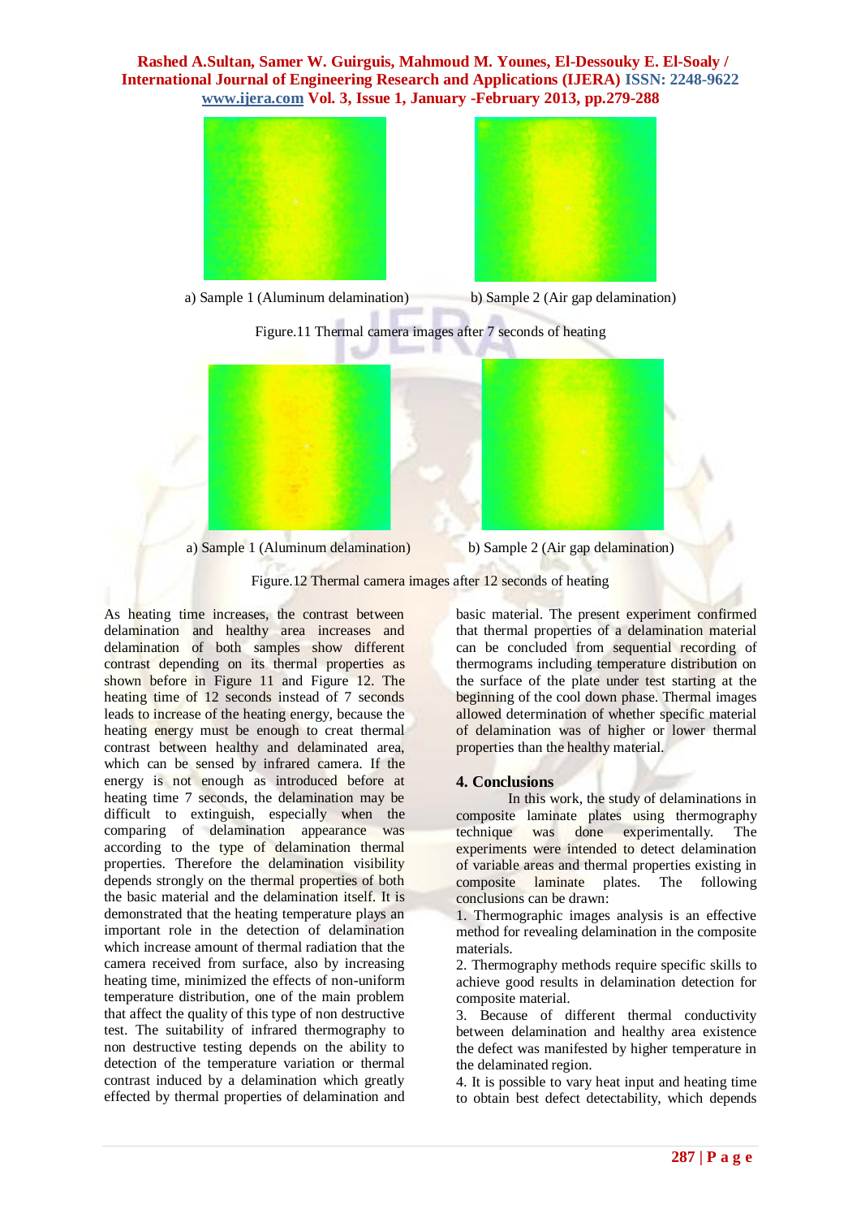a) Sample 1 (Aluminum delamination) b) Sample 2 (Air gap delamination)

Figure.11 Thermal camera images after 7 seconds of heating

a) Sample 1 (Aluminum delamination) b) Sample 2 (Air gap delamination)

Figure.12 Thermal camera images after 12 seconds of heating

As heating time increases, the contrast between delamination and healthy area increases and delamination of both samples show different contrast depending on its thermal properties as shown before in Figure 11 and Figure 12. The heating time of 12 seconds instead of 7 seconds leads to increase of the heating energy, because the heating energy must be enough to creat thermal contrast between healthy and delaminated area, which can be sensed by infrared camera. If the energy is not enough as introduced before at heating time 7 seconds, the delamination may be difficult to extinguish, especially when the comparing of delamination appearance was according to the type of delamination thermal properties. Therefore the delamination visibility depends strongly on the thermal properties of both the basic material and the delamination itself. It is demonstrated that the heating temperature plays an important role in the detection of delamination which increase amount of thermal radiation that the camera received from surface, also by increasing heating time, minimized the effects of non-uniform temperature distribution, one of the main problem that affect the quality of this type of non destructive test. The suitability of infrared thermography to non destructive testing depends on the ability to detection of the temperature variation or thermal contrast induced by a delamination which greatly effected by thermal properties of delamination and basic material. The present experiment confirmed that thermal properties of a delamination material can be concluded from sequential recording of thermograms including temperature distribution on the surface of the plate under test starting at the beginning of the cool down phase. Thermal images allowed determination of whether specific material of delamination was of higher or lower thermal properties than the healthy material.

## 4. Conclusions

In this work, the study of delaminations in composite laminate plates using thermography technique was done experimentally. The experiments were intended to detect delamination of variable areas and thermal properties existing in composite laminate plates. The following conclusions can be drawn:

1. Thermographic images analysis is an effective method for revealing delamination in the composite materials.
2. Thermography methods require specific skills to achieve good results in delamination detection for composite material.
3. Because of different thermal conductivity between delamination and healthy area existence the defect was manifested by higher temperature in the delaminated region.
4. It is possible to vary heat input and heating time to obtain best defect detectability, which depends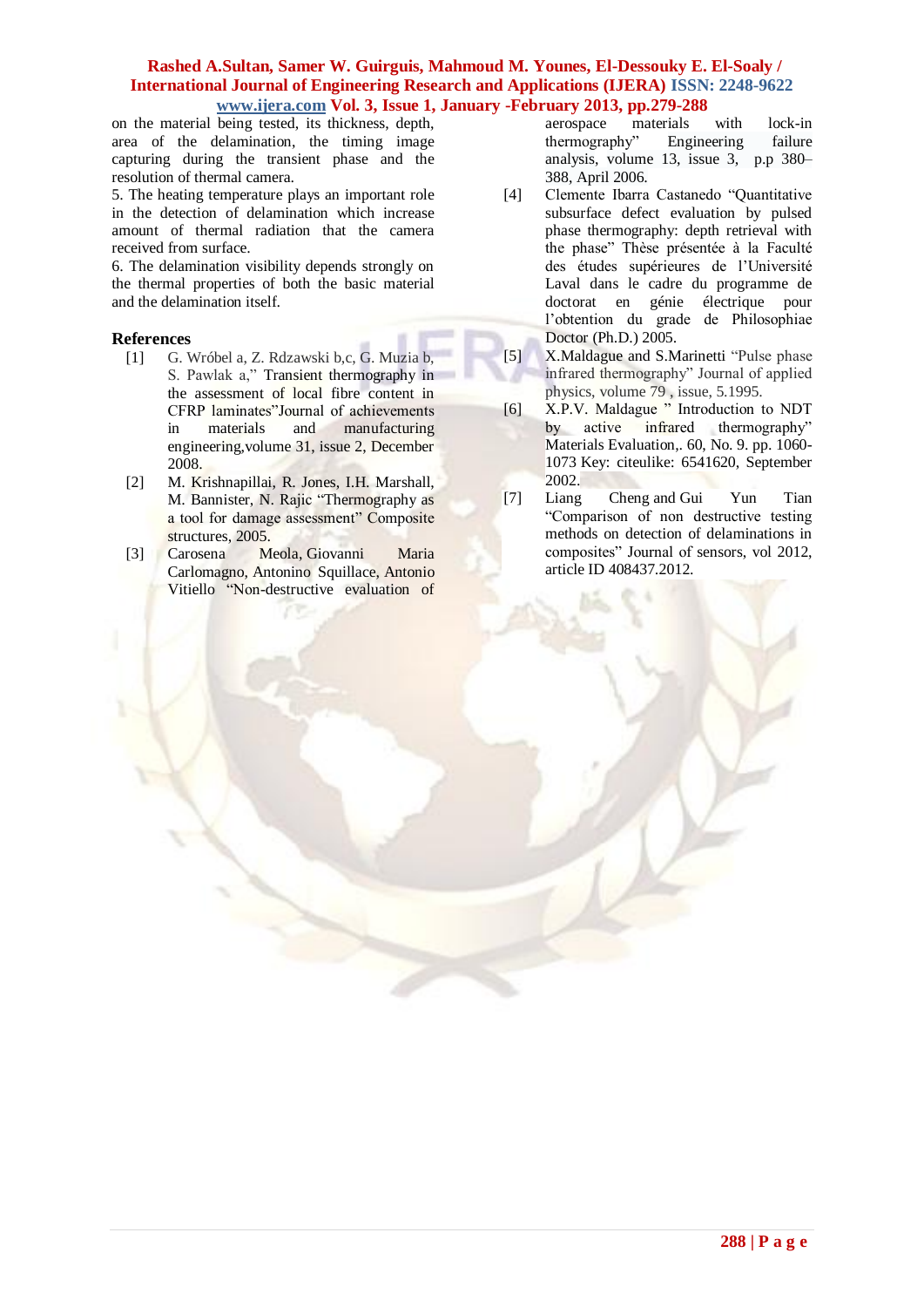on the material being tested, its thickness, depth, area of the delamination, the timing image capturing during the transient phase and the resolution of thermal camera.

5. The heating temperature plays an important role in the detection of delamination which increase amount of thermal radiation that the camera received from surface.

6. The delamination visibility depends strongly on the thermal properties of both the basic material and the delamination itself.

## References

[1] G. Wróbel a, Z. Rdzawski b,c, G. Muzia b, S. Pawlak a," Transient thermography in the assessment of local fibre content in CFRP laminates"Journal of achievements in materials and manufacturing engineering,volume 31, issue 2, December 2008.

[2] M. Krishnapillai, R. Jones, I.H. Marshall, M. Bannister, N. Rajic "Thermography as a tool for damage assessment" Composite structures, 2005.

[3] Carosena Meola, Giovanni Maria Carlomagno, Antonino Squillace, Antonio Vitiello "Non-destructive evaluation of aerospace materials with lock-in thermography" Engineering failure analysis, volume 13, issue 3, p.p 380–388, April 2006.

[4] Clemente Ibarra Castanedo "Quantitative subsurface defect evaluation by pulsed phase thermography: depth retrieval with the phase" Thèse présentée à la Faculté des études supérieures de l'Université Laval dans le cadre du programme de doctorat en génie électrique pour l'obtention du grade de Philosophiae Doctor (Ph.D.) 2005.

[5] X.Maldague and S.Marinetti "Pulse phase infrared thermography" Journal of applied physics, volume 79 , issue, 5.1995.

[6] X.P.V. Maldague " Introduction to NDT by active infrared thermography" Materials Evaluation,. 60, No. 9. pp. 1060-1073 Key: citeulike: 6541620, September 2002.

[7] Liang Cheng and Gui Yun Tian "Comparison of non destructive testing methods on detection of delaminations in composites" Journal of sensors, vol 2012, article ID 408437.2012.